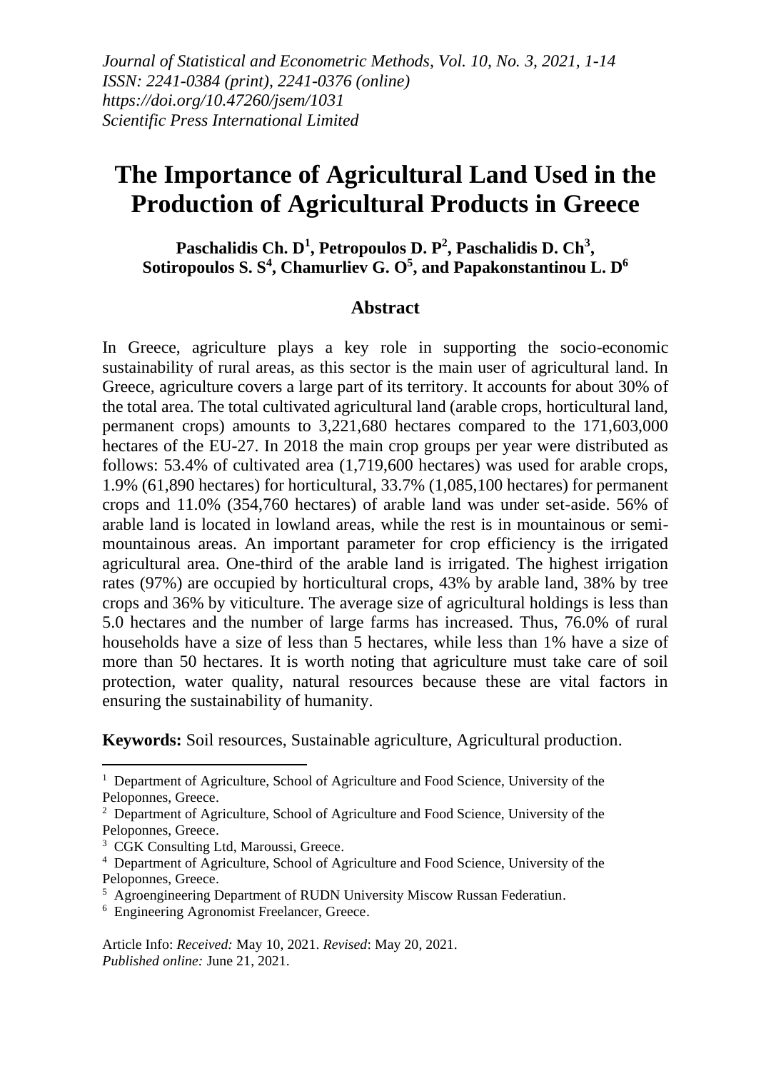*Journal of Statistical and Econometric Methods, Vol. 10, No. 3, 2021, 1-14*
*ISSN: 2241-0384 (print), 2241-0376 (online)*
*https://doi.org/10.47260/jsem/1031*
*Scientific Press International Limited*

# The Importance of Agricultural Land Used in the Production of Agricultural Products in Greece

**Paschalidis Ch. D[1], Petropoulos D. P[2], Paschalidis D. Ch[3], Sotiropoulos S. S[4], Chamurliev G. O[5], and Papakonstantinou L. D[6]**

## Abstract

In Greece, agriculture plays a key role in supporting the socio-economic sustainability of rural areas, as this sector is the main user of agricultural land. In Greece, agriculture covers a large part of its territory. It accounts for about 30% of the total area. The total cultivated agricultural land (arable crops, horticultural land, permanent crops) amounts to 3,221,680 hectares compared to the 171,603,000 hectares of the EU-27. In 2018 the main crop groups per year were distributed as follows: 53.4% of cultivated area (1,719,600 hectares) was used for arable crops, 1.9% (61,890 hectares) for horticultural, 33.7% (1,085,100 hectares) for permanent crops and 11.0% (354,760 hectares) of arable land was under set-aside. 56% of arable land is located in lowland areas, while the rest is in mountainous or semi-mountainous areas. An important parameter for crop efficiency is the irrigated agricultural area. One-third of the arable land is irrigated. The highest irrigation rates (97%) are occupied by horticultural crops, 43% by arable land, 38% by tree crops and 36% by viticulture. The average size of agricultural holdings is less than 5.0 hectares and the number of large farms has increased. Thus, 76.0% of rural households have a size of less than 5 hectares, while less than 1% have a size of more than 50 hectares. It is worth noting that agriculture must take care of soil protection, water quality, natural resources because these are vital factors in ensuring the sustainability of humanity.

**Keywords:** Soil resources, Sustainable agriculture, Agricultural production.

---

[1] Department of Agriculture, School of Agriculture and Food Science, University of the Peloponnes, Greece.

[2] Department of Agriculture, School of Agriculture and Food Science, University of the Peloponnes, Greece.

[3] CGK Consulting Ltd, Maroussi, Greece.

[4] Department of Agriculture, School of Agriculture and Food Science, University of the Peloponnes, Greece.

[5] Agroengineering Department of RUDN University Miscow Russan Federatiun.

[6] Engineering Agronomist Freelancer, Greece.

Article Info: *Received:* May 10, 2021. *Revised*: May 20, 2021.
*Published online:* June 21, 2021.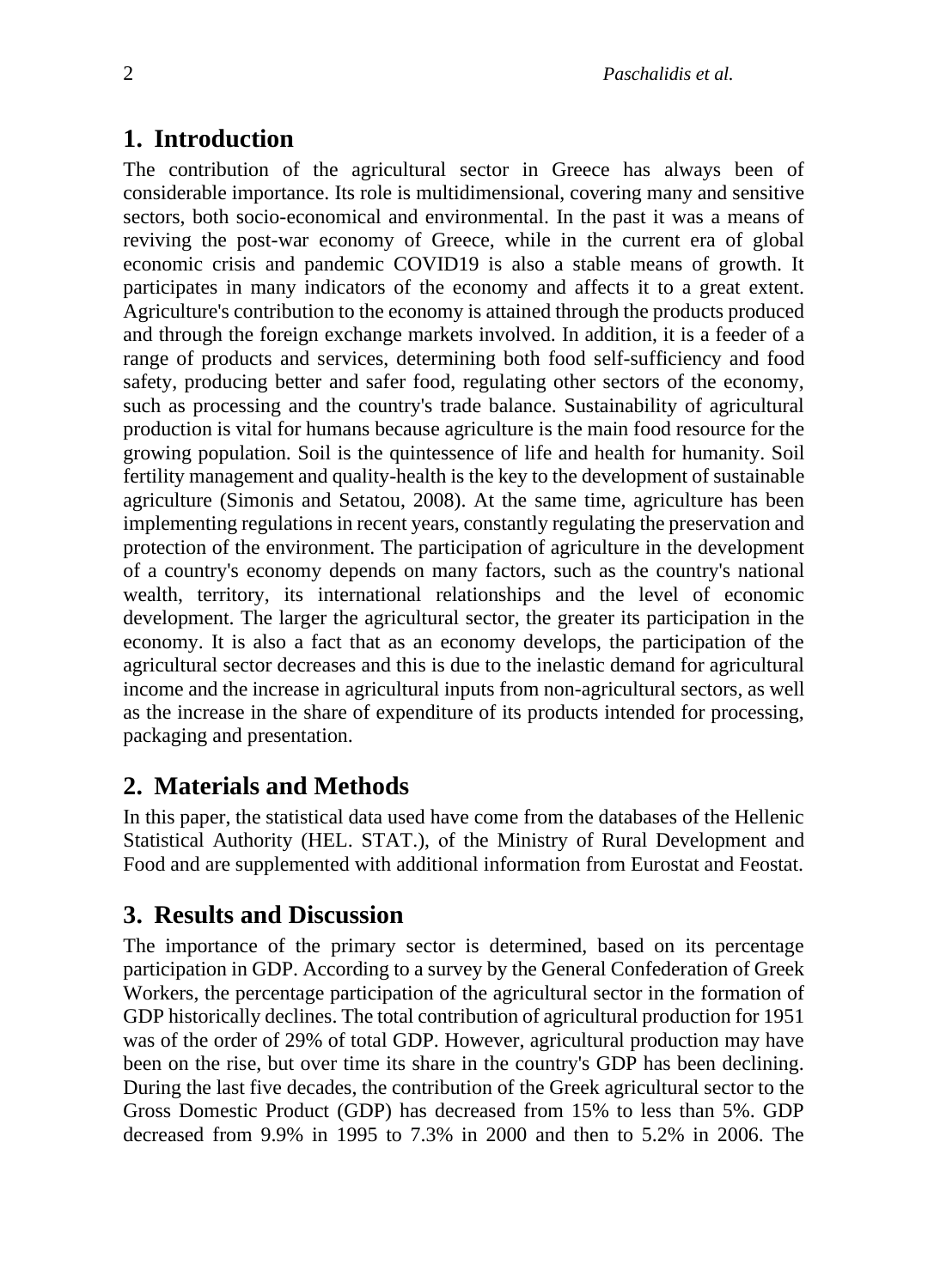## 1. Introduction

The contribution of the agricultural sector in Greece has always been of considerable importance. Its role is multidimensional, covering many and sensitive sectors, both socio-economical and environmental. In the past it was a means of reviving the post-war economy of Greece, while in the current era of global economic crisis and pandemic COVID19 is also a stable means of growth. It participates in many indicators of the economy and affects it to a great extent. Agriculture's contribution to the economy is attained through the products produced and through the foreign exchange markets involved. In addition, it is a feeder of a range of products and services, determining both food self-sufficiency and food safety, producing better and safer food, regulating other sectors of the economy, such as processing and the country's trade balance. Sustainability of agricultural production is vital for humans because agriculture is the main food resource for the growing population. Soil is the quintessence of life and health for humanity. Soil fertility management and quality-health is the key to the development of sustainable agriculture (Simonis and Setatou, 2008). At the same time, agriculture has been implementing regulations in recent years, constantly regulating the preservation and protection of the environment. The participation of agriculture in the development of a country's economy depends on many factors, such as the country's national wealth, territory, its international relationships and the level of economic development. The larger the agricultural sector, the greater its participation in the economy. It is also a fact that as an economy develops, the participation of the agricultural sector decreases and this is due to the inelastic demand for agricultural income and the increase in agricultural inputs from non-agricultural sectors, as well as the increase in the share of expenditure of its products intended for processing, packaging and presentation.

## 2. Materials and Methods

In this paper, the statistical data used have come from the databases of the Hellenic Statistical Authority (HEL. STAT.), of the Ministry of Rural Development and Food and are supplemented with additional information from Eurostat and Feostat.

## 3. Results and Discussion

The importance of the primary sector is determined, based on its percentage participation in GDP. According to a survey by the General Confederation of Greek Workers, the percentage participation of the agricultural sector in the formation of GDP historically declines. The total contribution of agricultural production for 1951 was of the order of 29% of total GDP. However, agricultural production may have been on the rise, but over time its share in the country's GDP has been declining. During the last five decades, the contribution of the Greek agricultural sector to the Gross Domestic Product (GDP) has decreased from 15% to less than 5%. GDP decreased from 9.9% in 1995 to 7.3% in 2000 and then to 5.2% in 2006. The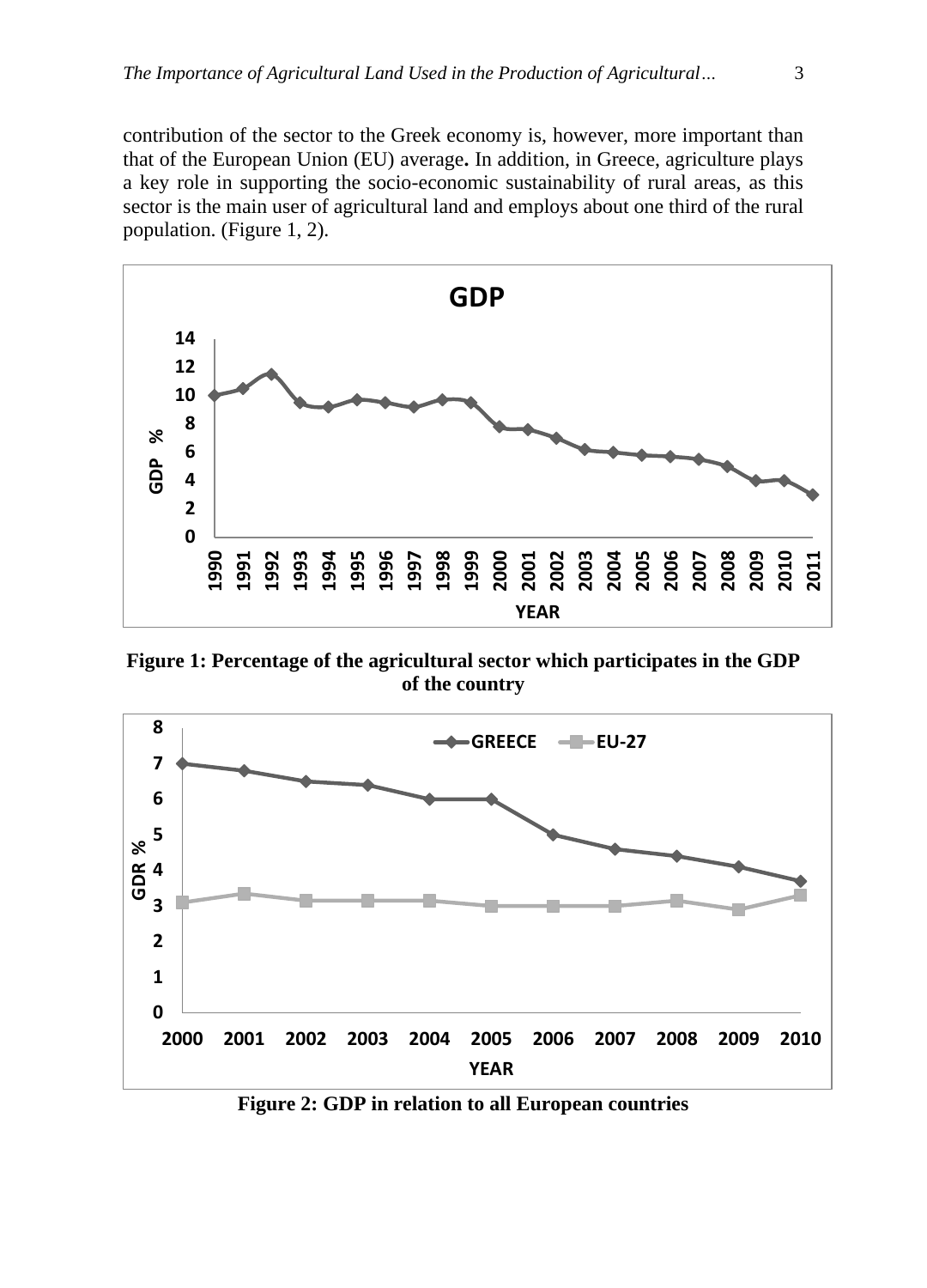contribution of the sector to the Greek economy is, however, more important than that of the European Union (EU) average**.** In addition, in Greece, agriculture plays a key role in supporting the socio-economic sustainability of rural areas, as this sector is the main user of agricultural land and employs about one third of the rural population. (Figure 1, 2).

**Figure 1: Percentage of the agricultural sector which participates in the GDP of the country**

**Figure 2: GDP in relation to all European countries**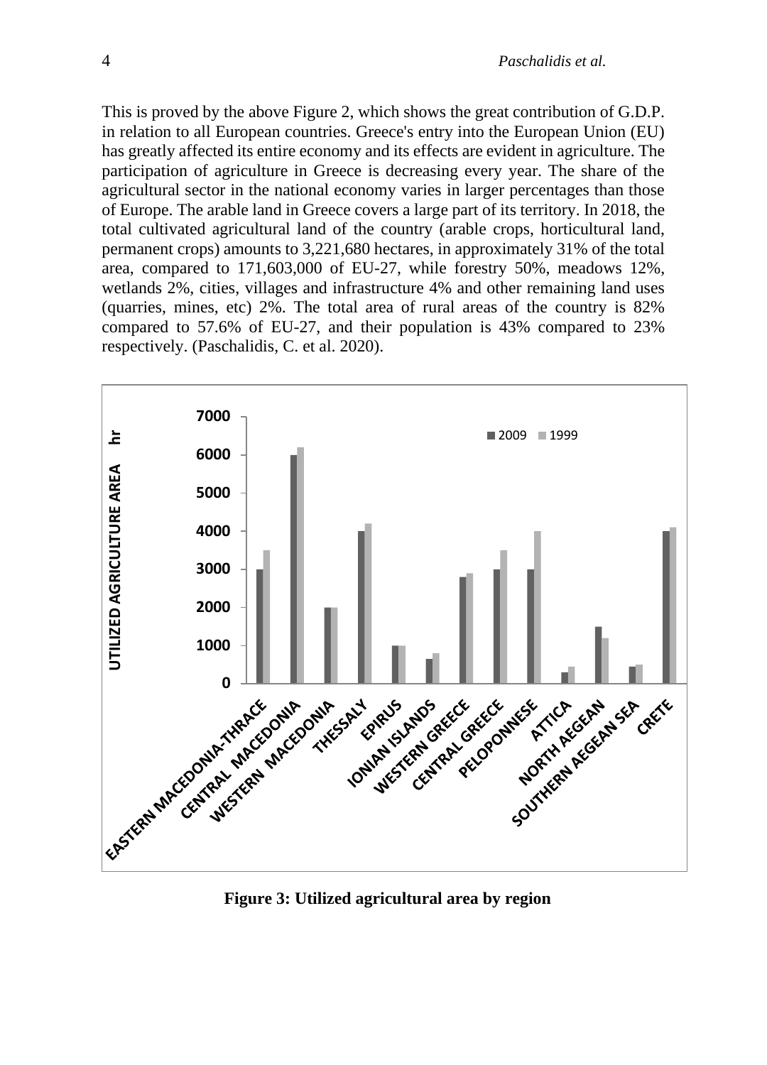This is proved by the above Figure 2, which shows the great contribution of G.D.P. in relation to all European countries. Greece's entry into the European Union (EU) has greatly affected its entire economy and its effects are evident in agriculture. The participation of agriculture in Greece is decreasing every year. The share of the agricultural sector in the national economy varies in larger percentages than those of Europe. The arable land in Greece covers a large part of its territory. In 2018, the total cultivated agricultural land of the country (arable crops, horticultural land, permanent crops) amounts to 3,221,680 hectares, in approximately 31% of the total area, compared to 171,603,000 of EU-27, while forestry 50%, meadows 12%, wetlands 2%, cities, villages and infrastructure 4% and other remaining land uses (quarries, mines, etc) 2%. The total area of rural areas of the country is 82% compared to 57.6% of EU-27, and their population is 43% compared to 23% respectively. (Paschalidis, C. et al. 2020).

**Figure 3: Utilized agricultural area by region**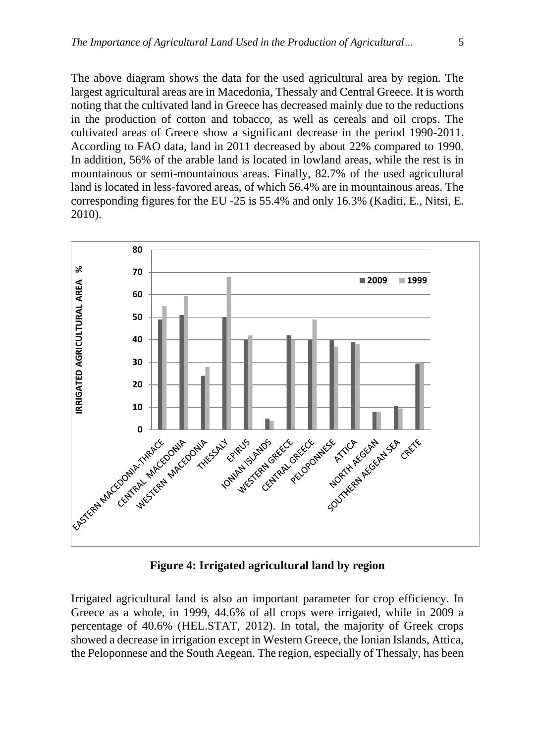The above diagram shows the data for the used agricultural area by region. The largest agricultural areas are in Macedonia, Thessaly and Central Greece. It is worth noting that the cultivated land in Greece has decreased mainly due to the reductions in the production of cotton and tobacco, as well as cereals and oil crops. The cultivated areas of Greece show a significant decrease in the period 1990-2011. According to FAO data, land in 2011 decreased by about 22% compared to 1990. In addition, 56% of the arable land is located in lowland areas, while the rest is in mountainous or semi-mountainous areas. Finally, 82.7% of the used agricultural land is located in less-favored areas, of which 56.4% are in mountainous areas. The corresponding figures for the EU -25 is 55.4% and only 16.3% (Kaditi, E., Nitsi, E. 2010).

**Figure 4: Irrigated agricultural land by region**

Irrigated agricultural land is also an important parameter for crop efficiency. In Greece as a whole, in 1999, 44.6% of all crops were irrigated, while in 2009 a percentage of 40.6% (HEL.STAT, 2012). In total, the majority of Greek crops showed a decrease in irrigation except in Western Greece, the Ionian Islands, Attica, the Peloponnese and the South Aegean. The region, especially of Thessaly, has been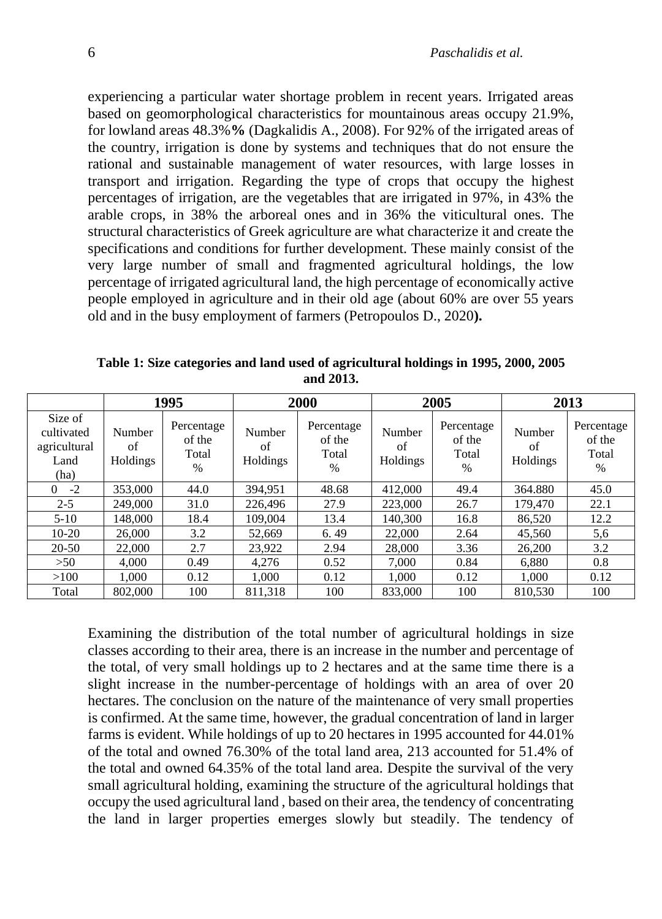experiencing a particular water shortage problem in recent years. Irrigated areas based on geomorphological characteristics for mountainous areas occupy 21.9%, for lowland areas 48.3%**%** (Dagkalidis A., 2008). For 92% of the irrigated areas of the country, irrigation is done by systems and techniques that do not ensure the rational and sustainable management of water resources, with large losses in transport and irrigation. Regarding the type of crops that occupy the highest percentages of irrigation, are the vegetables that are irrigated in 97%, in 43% the arable crops, in 38% the arboreal ones and in 36% the viticultural ones. The structural characteristics of Greek agriculture are what characterize it and create the specifications and conditions for further development. These mainly consist of the very large number of small and fragmented agricultural holdings, the low percentage of irrigated agricultural land, the high percentage of economically active people employed in agriculture and in their old age (about 60% are over 55 years old and in the busy employment of farmers (Petropoulos D., 2020**).**

**Table 1: Size categories and land used of agricultural holdings in 1995, 2000, 2005 and 2013.**

| | 1995 | | 2000 | | 2005 | | 2013 | |
|---|---|---|---|---|---|---|---|---|
| Size of cultivated agricultural Land (ha) | Number of Holdings | Percentage of the Total % | Number of Holdings | Percentage of the Total % | Number of Holdings | Percentage of the Total % | Number of Holdings | Percentage of the Total % |
| 0 -2 | 353,000 | 44.0 | 394,951 | 48.68 | 412,000 | 49.4 | 364.880 | 45.0 |
| 2-5 | 249,000 | 31.0 | 226,496 | 27.9 | 223,000 | 26.7 | 179,470 | 22.1 |
| 5-10 | 148,000 | 18.4 | 109,004 | 13.4 | 140,300 | 16.8 | 86,520 | 12.2 |
| 10-20 | 26,000 | 3.2 | 52,669 | 6. 49 | 22,000 | 2.64 | 45,560 | 5,6 |
| 20-50 | 22,000 | 2.7 | 23,922 | 2.94 | 28,000 | 3.36 | 26,200 | 3.2 |
| >50 | 4,000 | 0.49 | 4,276 | 0.52 | 7,000 | 0.84 | 6,880 | 0.8 |
| >100 | 1,000 | 0.12 | 1,000 | 0.12 | 1,000 | 0.12 | 1,000 | 0.12 |
| Total | 802,000 | 100 | 811,318 | 100 | 833,000 | 100 | 810,530 | 100 |

Examining the distribution of the total number of agricultural holdings in size classes according to their area, there is an increase in the number and percentage of the total, of very small holdings up to 2 hectares and at the same time there is a slight increase in the number-percentage of holdings with an area of over 20 hectares. The conclusion on the nature of the maintenance of very small properties is confirmed. At the same time, however, the gradual concentration of land in larger farms is evident. While holdings of up to 20 hectares in 1995 accounted for 44.01% of the total and owned 76.30% of the total land area, 213 accounted for 51.4% of the total and owned 64.35% of the total land area. Despite the survival of the very small agricultural holding, examining the structure of the agricultural holdings that occupy the used agricultural land , based on their area, the tendency of concentrating the land in larger properties emerges slowly but steadily. The tendency of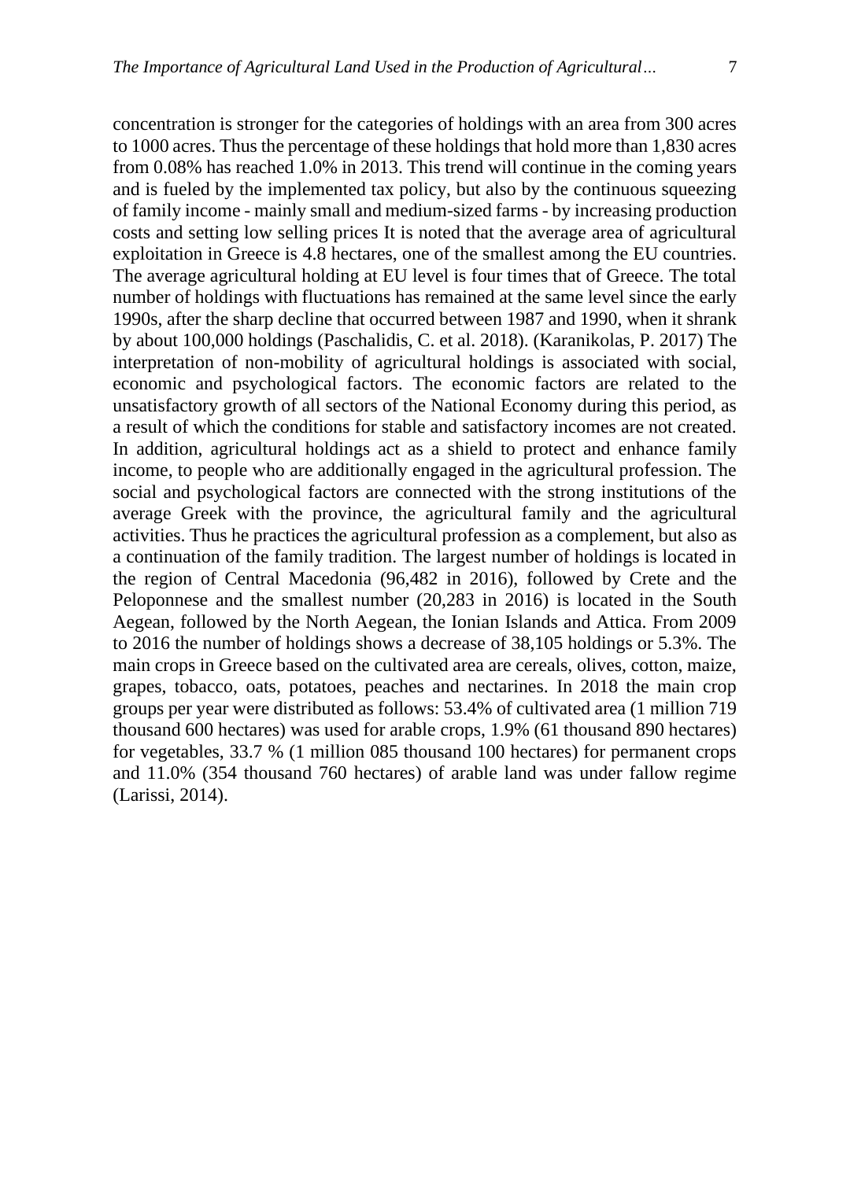concentration is stronger for the categories of holdings with an area from 300 acres to 1000 acres. Thus the percentage of these holdings that hold more than 1,830 acres from 0.08% has reached 1.0% in 2013. This trend will continue in the coming years and is fueled by the implemented tax policy, but also by the continuous squeezing of family income - mainly small and medium-sized farms - by increasing production costs and setting low selling prices It is noted that the average area of agricultural exploitation in Greece is 4.8 hectares, one of the smallest among the EU countries. The average agricultural holding at EU level is four times that of Greece. The total number of holdings with fluctuations has remained at the same level since the early 1990s, after the sharp decline that occurred between 1987 and 1990, when it shrank by about 100,000 holdings (Paschalidis, C. et al. 2018). (Karanikolas, P. 2017) The interpretation of non-mobility of agricultural holdings is associated with social, economic and psychological factors. The economic factors are related to the unsatisfactory growth of all sectors of the National Economy during this period, as a result of which the conditions for stable and satisfactory incomes are not created. In addition, agricultural holdings act as a shield to protect and enhance family income, to people who are additionally engaged in the agricultural profession. The social and psychological factors are connected with the strong institutions of the average Greek with the province, the agricultural family and the agricultural activities. Thus he practices the agricultural profession as a complement, but also as a continuation of the family tradition. The largest number of holdings is located in the region of Central Macedonia (96,482 in 2016), followed by Crete and the Peloponnese and the smallest number (20,283 in 2016) is located in the South Aegean, followed by the North Aegean, the Ionian Islands and Attica. From 2009 to 2016 the number of holdings shows a decrease of 38,105 holdings or 5.3%. The main crops in Greece based on the cultivated area are cereals, olives, cotton, maize, grapes, tobacco, oats, potatoes, peaches and nectarines. In 2018 the main crop groups per year were distributed as follows: 53.4% of cultivated area (1 million 719 thousand 600 hectares) was used for arable crops, 1.9% (61 thousand 890 hectares) for vegetables, 33.7 % (1 million 085 thousand 100 hectares) for permanent crops and 11.0% (354 thousand 760 hectares) of arable land was under fallow regime (Larissi, 2014).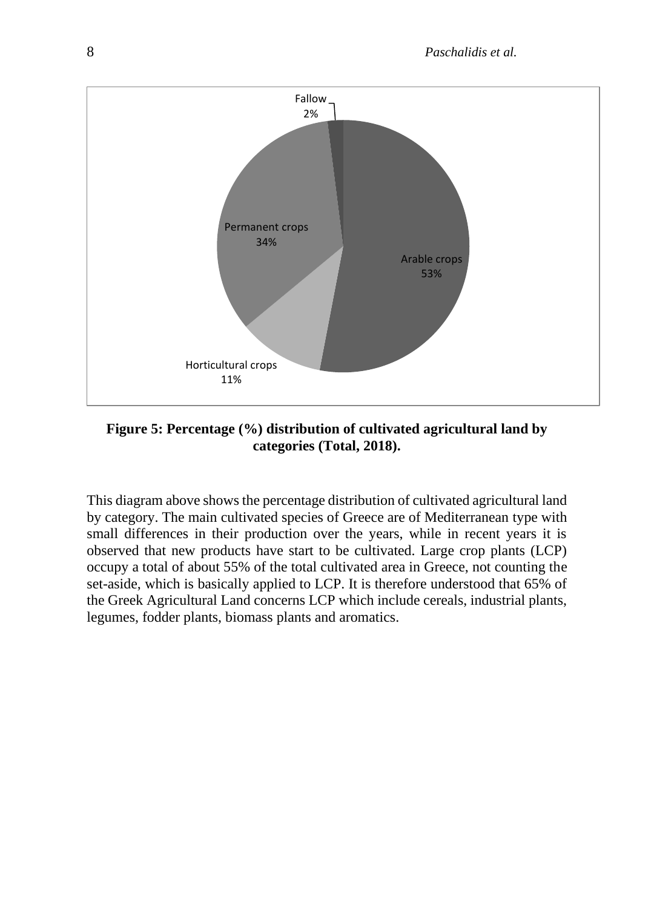**Figure 5: Percentage (%) distribution of cultivated agricultural land by categories (Total, 2018).**

This diagram above shows the percentage distribution of cultivated agricultural land by category. The main cultivated species of Greece are of Mediterranean type with small differences in their production over the years, while in recent years it is observed that new products have start to be cultivated. Large crop plants (LCP) occupy a total of about 55% of the total cultivated area in Greece, not counting the set-aside, which is basically applied to LCP. It is therefore understood that 65% of the Greek Agricultural Land concerns LCP which include cereals, industrial plants, legumes, fodder plants, biomass plants and aromatics.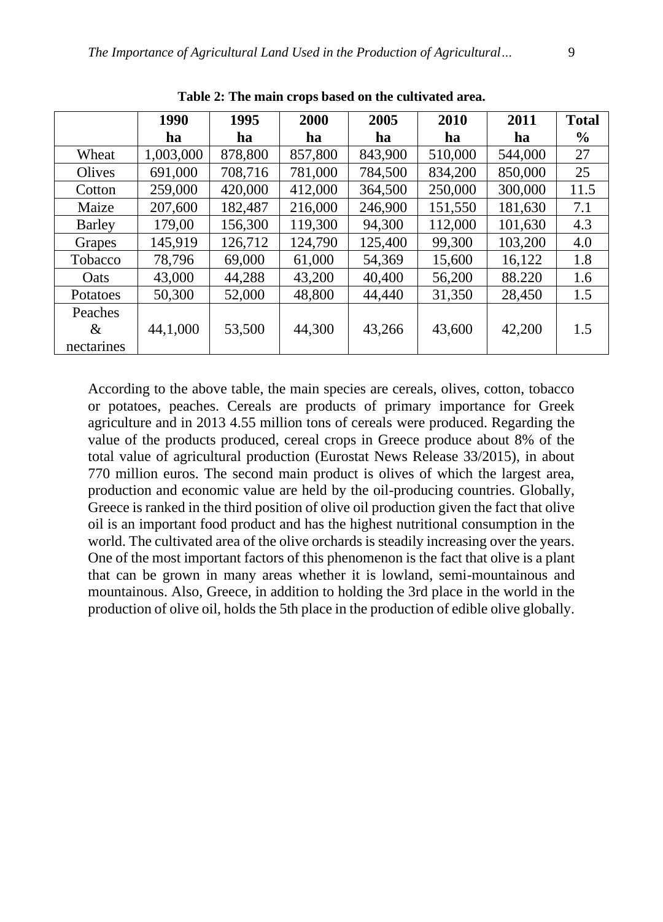**Table 2: The main crops based on the cultivated area.**

| | 1990 ha | 1995 ha | 2000 ha | 2005 ha | 2010 ha | 2011 ha | Total % |
|---|---|---|---|---|---|---|---|
| Wheat | 1,003,000 | 878,800 | 857,800 | 843,900 | 510,000 | 544,000 | 27 |
| Olives | 691,000 | 708,716 | 781,000 | 784,500 | 834,200 | 850,000 | 25 |
| Cotton | 259,000 | 420,000 | 412,000 | 364,500 | 250,000 | 300,000 | 11.5 |
| Maize | 207,600 | 182,487 | 216,000 | 246,900 | 151,550 | 181,630 | 7.1 |
| Barley | 179,00 | 156,300 | 119,300 | 94,300 | 112,000 | 101,630 | 4.3 |
| Grapes | 145,919 | 126,712 | 124,790 | 125,400 | 99,300 | 103,200 | 4.0 |
| Tobacco | 78,796 | 69,000 | 61,000 | 54,369 | 15,600 | 16,122 | 1.8 |
| Oats | 43,000 | 44,288 | 43,200 | 40,400 | 56,200 | 88.220 | 1.6 |
| Potatoes | 50,300 | 52,000 | 48,800 | 44,440 | 31,350 | 28,450 | 1.5 |
| Peaches & nectarines | 44,1,000 | 53,500 | 44,300 | 43,266 | 43,600 | 42,200 | 1.5 |

According to the above table, the main species are cereals, olives, cotton, tobacco or potatoes, peaches. Cereals are products of primary importance for Greek agriculture and in 2013 4.55 million tons of cereals were produced. Regarding the value of the products produced, cereal crops in Greece produce about 8% of the total value of agricultural production (Eurostat News Release 33/2015), in about 770 million euros. The second main product is olives of which the largest area, production and economic value are held by the oil-producing countries. Globally, Greece is ranked in the third position of olive oil production given the fact that olive oil is an important food product and has the highest nutritional consumption in the world. The cultivated area of the olive orchards is steadily increasing over the years. One of the most important factors of this phenomenon is the fact that olive is a plant that can be grown in many areas whether it is lowland, semi-mountainous and mountainous. Also, Greece, in addition to holding the 3rd place in the world in the production of olive oil, holds the 5th place in the production of edible olive globally.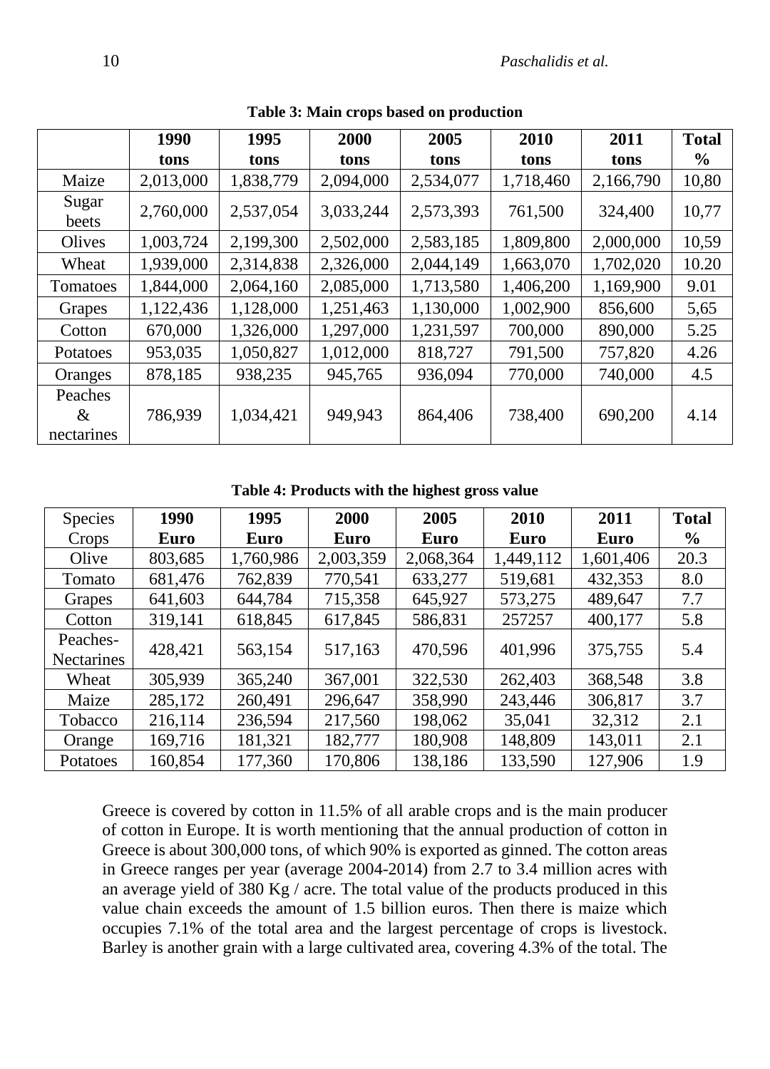**Table 3: Main crops based on production**

| | 1990 tons | 1995 tons | 2000 tons | 2005 tons | 2010 tons | 2011 tons | Total % |
|---|---|---|---|---|---|---|---|
| Maize | 2,013,000 | 1,838,779 | 2,094,000 | 2,534,077 | 1,718,460 | 2,166,790 | 10,80 |
| Sugar beets | 2,760,000 | 2,537,054 | 3,033,244 | 2,573,393 | 761,500 | 324,400 | 10,77 |
| Olives | 1,003,724 | 2,199,300 | 2,502,000 | 2,583,185 | 1,809,800 | 2,000,000 | 10,59 |
| Wheat | 1,939,000 | 2,314,838 | 2,326,000 | 2,044,149 | 1,663,070 | 1,702,020 | 10.20 |
| Tomatoes | 1,844,000 | 2,064,160 | 2,085,000 | 1,713,580 | 1,406,200 | 1,169,900 | 9.01 |
| Grapes | 1,122,436 | 1,128,000 | 1,251,463 | 1,130,000 | 1,002,900 | 856,600 | 5,65 |
| Cotton | 670,000 | 1,326,000 | 1,297,000 | 1,231,597 | 700,000 | 890,000 | 5.25 |
| Potatoes | 953,035 | 1,050,827 | 1,012,000 | 818,727 | 791,500 | 757,820 | 4.26 |
| Oranges | 878,185 | 938,235 | 945,765 | 936,094 | 770,000 | 740,000 | 4.5 |
| Peaches & nectarines | 786,939 | 1,034,421 | 949,943 | 864,406 | 738,400 | 690,200 | 4.14 |

**Table 4: Products with the highest gross value**

| Species Crops | 1990 Euro | 1995 Euro | 2000 Euro | 2005 Euro | 2010 Euro | 2011 Euro | Total % |
|---|---|---|---|---|---|---|---|
| Olive | 803,685 | 1,760,986 | 2,003,359 | 2,068,364 | 1,449,112 | 1,601,406 | 20.3 |
| Tomato | 681,476 | 762,839 | 770,541 | 633,277 | 519,681 | 432,353 | 8.0 |
| Grapes | 641,603 | 644,784 | 715,358 | 645,927 | 573,275 | 489,647 | 7.7 |
| Cotton | 319,141 | 618,845 | 617,845 | 586,831 | 257257 | 400,177 | 5.8 |
| Peaches-Nectarines | 428,421 | 563,154 | 517,163 | 470,596 | 401,996 | 375,755 | 5.4 |
| Wheat | 305,939 | 365,240 | 367,001 | 322,530 | 262,403 | 368,548 | 3.8 |
| Maize | 285,172 | 260,491 | 296,647 | 358,990 | 243,446 | 306,817 | 3.7 |
| Tobacco | 216,114 | 236,594 | 217,560 | 198,062 | 35,041 | 32,312 | 2.1 |
| Orange | 169,716 | 181,321 | 182,777 | 180,908 | 148,809 | 143,011 | 2.1 |
| Potatoes | 160,854 | 177,360 | 170,806 | 138,186 | 133,590 | 127,906 | 1.9 |

Greece is covered by cotton in 11.5% of all arable crops and is the main producer of cotton in Europe. It is worth mentioning that the annual production of cotton in Greece is about 300,000 tons, of which 90% is exported as ginned. The cotton areas in Greece ranges per year (average 2004-2014) from 2.7 to 3.4 million acres with an average yield of 380 Kg / acre. The total value of the products produced in this value chain exceeds the amount of 1.5 billion euros. Then there is maize which occupies 7.1% of the total area and the largest percentage of crops is livestock. Barley is another grain with a large cultivated area, covering 4.3% of the total. The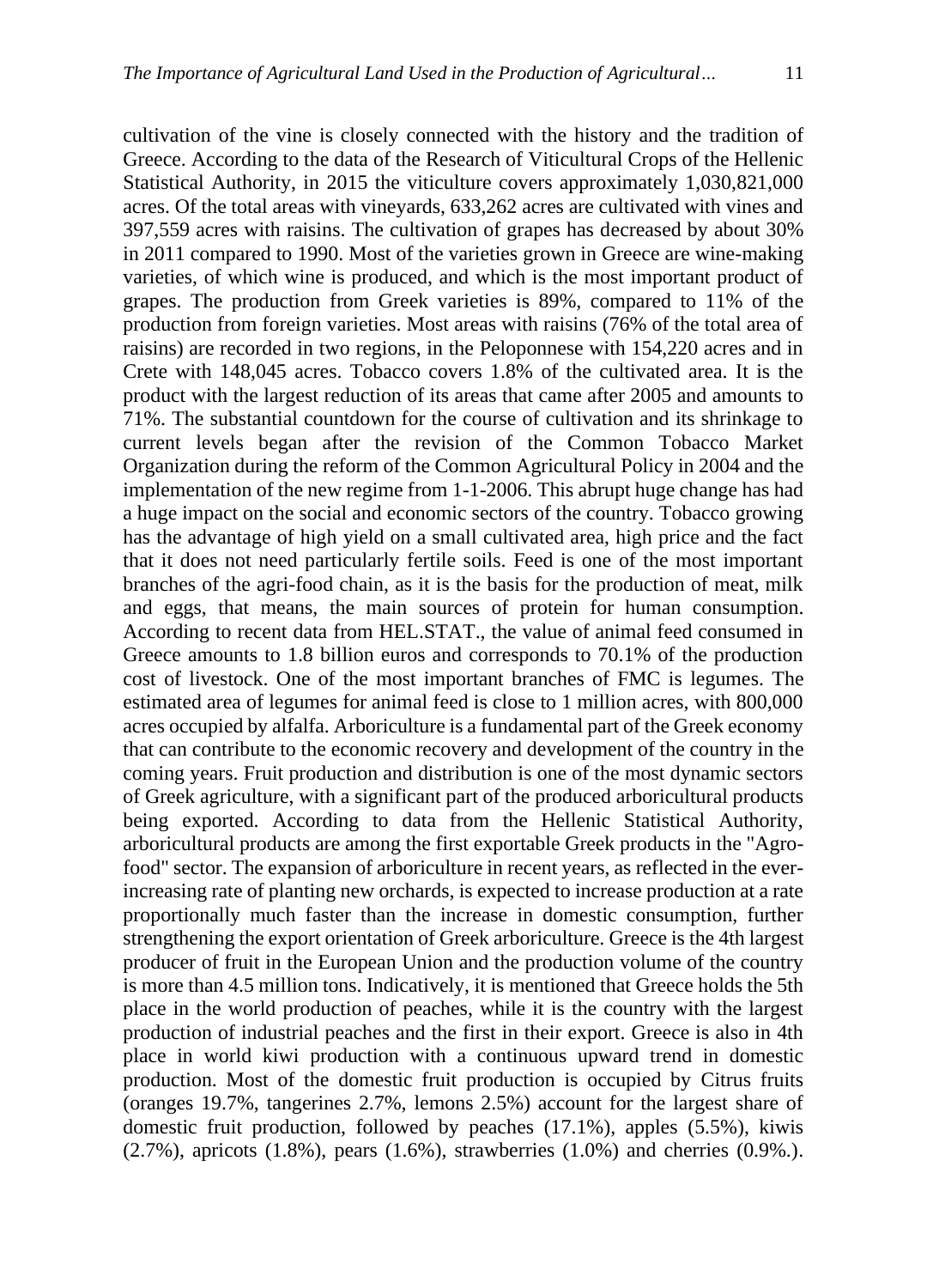cultivation of the vine is closely connected with the history and the tradition of Greece. According to the data of the Research of Viticultural Crops of the Hellenic Statistical Authority, in 2015 the viticulture covers approximately 1,030,821,000 acres. Of the total areas with vineyards, 633,262 acres are cultivated with vines and 397,559 acres with raisins. The cultivation of grapes has decreased by about 30% in 2011 compared to 1990. Most of the varieties grown in Greece are wine-making varieties, of which wine is produced, and which is the most important product of grapes. The production from Greek varieties is 89%, compared to 11% of the production from foreign varieties. Most areas with raisins (76% of the total area of raisins) are recorded in two regions, in the Peloponnese with 154,220 acres and in Crete with 148,045 acres. Tobacco covers 1.8% of the cultivated area. It is the product with the largest reduction of its areas that came after 2005 and amounts to 71%. The substantial countdown for the course of cultivation and its shrinkage to current levels began after the revision of the Common Tobacco Market Organization during the reform of the Common Agricultural Policy in 2004 and the implementation of the new regime from 1-1-2006. This abrupt huge change has had a huge impact on the social and economic sectors of the country. Tobacco growing has the advantage of high yield on a small cultivated area, high price and the fact that it does not need particularly fertile soils. Feed is one of the most important branches of the agri-food chain, as it is the basis for the production of meat, milk and eggs, that means, the main sources of protein for human consumption. According to recent data from HEL.STAT., the value of animal feed consumed in Greece amounts to 1.8 billion euros and corresponds to 70.1% of the production cost of livestock. One of the most important branches of FMC is legumes. The estimated area of legumes for animal feed is close to 1 million acres, with 800,000 acres occupied by alfalfa. Arboriculture is a fundamental part of the Greek economy that can contribute to the economic recovery and development of the country in the coming years. Fruit production and distribution is one of the most dynamic sectors of Greek agriculture, with a significant part of the produced arboricultural products being exported. According to data from the Hellenic Statistical Authority, arboricultural products are among the first exportable Greek products in the "Agro-food" sector. The expansion of arboriculture in recent years, as reflected in the ever-increasing rate of planting new orchards, is expected to increase production at a rate proportionally much faster than the increase in domestic consumption, further strengthening the export orientation of Greek arboriculture. Greece is the 4th largest producer of fruit in the European Union and the production volume of the country is more than 4.5 million tons. Indicatively, it is mentioned that Greece holds the 5th place in the world production of peaches, while it is the country with the largest production of industrial peaches and the first in their export. Greece is also in 4th place in world kiwi production with a continuous upward trend in domestic production. Most of the domestic fruit production is occupied by Citrus fruits (oranges 19.7%, tangerines 2.7%, lemons 2.5%) account for the largest share of domestic fruit production, followed by peaches (17.1%), apples (5.5%), kiwis (2.7%), apricots (1.8%), pears (1.6%), strawberries (1.0%) and cherries (0.9%.).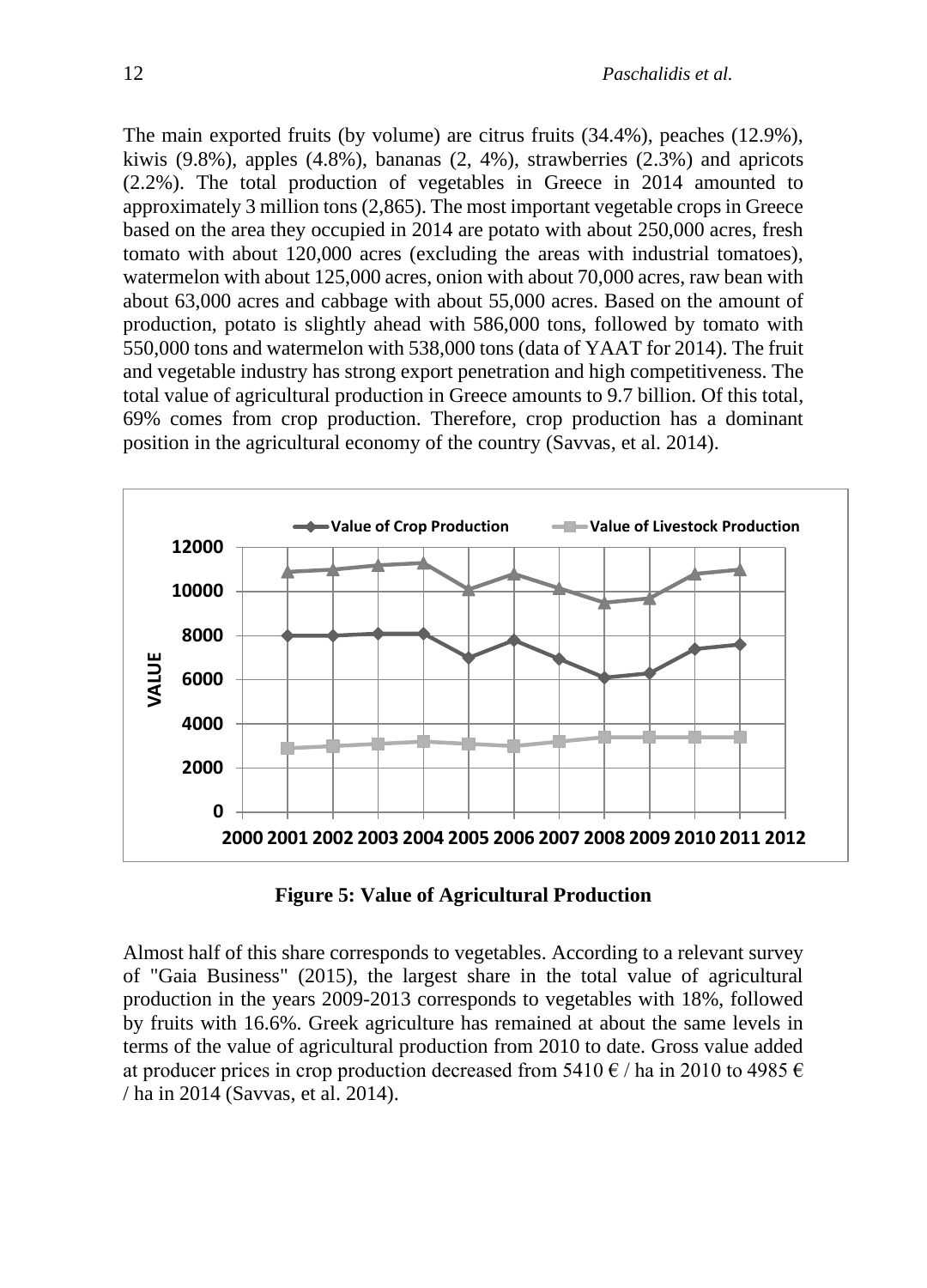The main exported fruits (by volume) are citrus fruits (34.4%), peaches (12.9%), kiwis (9.8%), apples (4.8%), bananas (2, 4%), strawberries (2.3%) and apricots (2.2%). The total production of vegetables in Greece in 2014 amounted to approximately 3 million tons (2,865). The most important vegetable crops in Greece based on the area they occupied in 2014 are potato with about 250,000 acres, fresh tomato with about 120,000 acres (excluding the areas with industrial tomatoes), watermelon with about 125,000 acres, onion with about 70,000 acres, raw bean with about 63,000 acres and cabbage with about 55,000 acres. Based on the amount of production, potato is slightly ahead with 586,000 tons, followed by tomato with 550,000 tons and watermelon with 538,000 tons (data of YAAT for 2014). The fruit and vegetable industry has strong export penetration and high competitiveness. The total value of agricultural production in Greece amounts to 9.7 billion. Of this total, 69% comes from crop production. Therefore, crop production has a dominant position in the agricultural economy of the country (Savvas, et al. 2014).

**Figure 5: Value of Agricultural Production**

Almost half of this share corresponds to vegetables. According to a relevant survey of "Gaia Business" (2015), the largest share in the total value of agricultural production in the years 2009-2013 corresponds to vegetables with 18%, followed by fruits with 16.6%. Greek agriculture has remained at about the same levels in terms of the value of agricultural production from 2010 to date. Gross value added at producer prices in crop production decreased from 5410 € / ha in 2010 to 4985 € / ha in 2014 (Savvas, et al. 2014).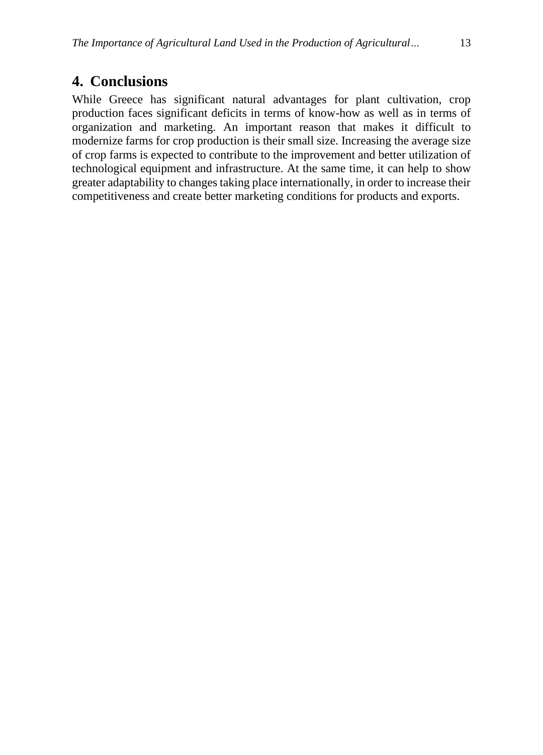## 4. Conclusions

While Greece has significant natural advantages for plant cultivation, crop production faces significant deficits in terms of know-how as well as in terms of organization and marketing. An important reason that makes it difficult to modernize farms for crop production is their small size. Increasing the average size of crop farms is expected to contribute to the improvement and better utilization of technological equipment and infrastructure. At the same time, it can help to show greater adaptability to changes taking place internationally, in order to increase their competitiveness and create better marketing conditions for products and exports.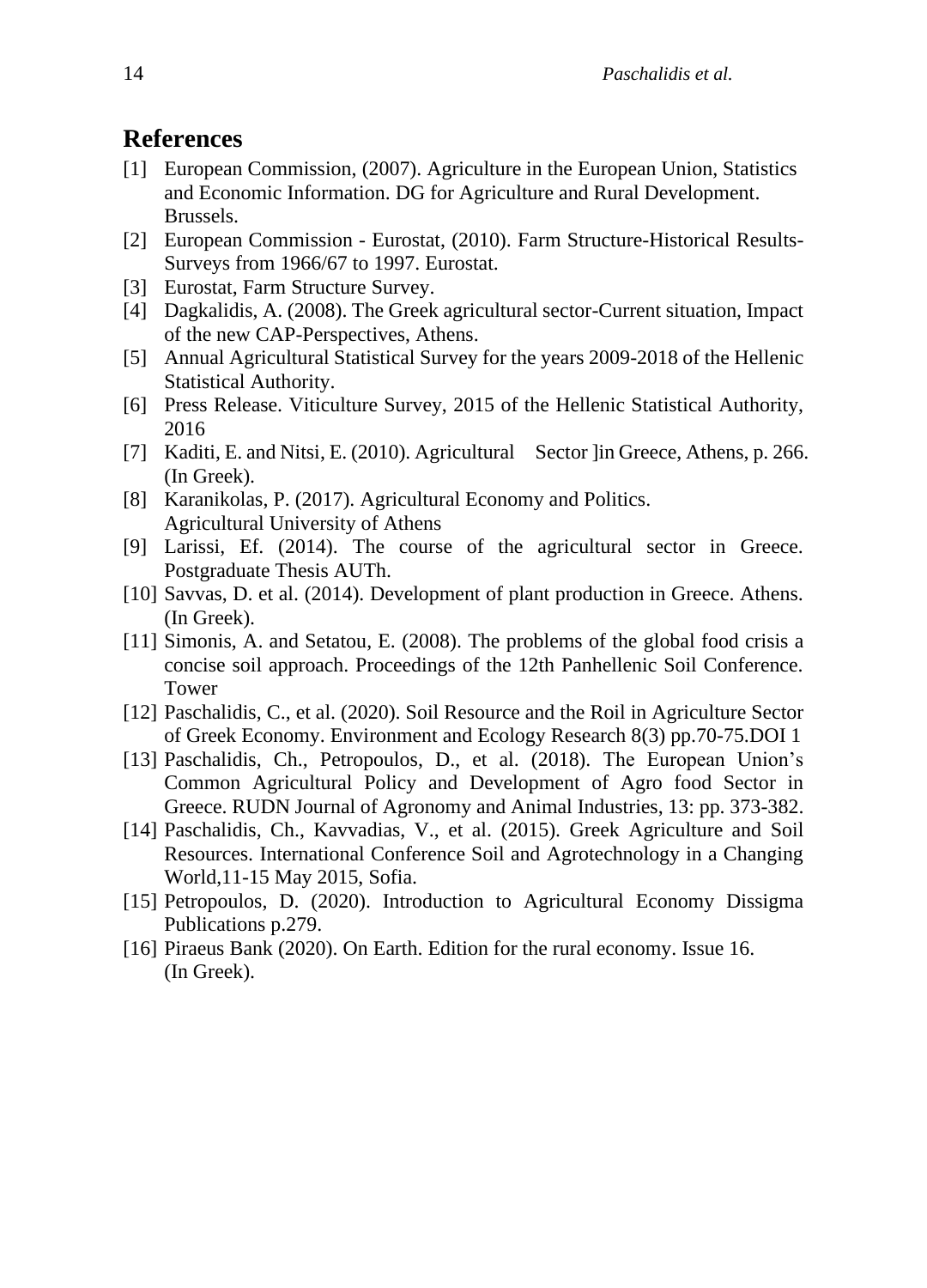## References

[1] European Commission, (2007). Agriculture in the European Union, Statistics and Economic Information. DG for Agriculture and Rural Development. Brussels.

[2] European Commission - Eurostat, (2010). Farm Structure-Historical Results-Surveys from 1966/67 to 1997. Eurostat.

[3] Eurostat, Farm Structure Survey.

[4] Dagkalidis, A. (2008). The Greek agricultural sector-Current situation, Impact of the new CAP-Perspectives, Athens.

[5] Annual Agricultural Statistical Survey for the years 2009-2018 of the Hellenic Statistical Authority.

[6] Press Release. Viticulture Survey, 2015 of the Hellenic Statistical Authority, 2016

[7] Kaditi, E. and Nitsi, E. (2010). Agricultural Sector ]in Greece, Athens, p. 266. (In Greek).

[8] Karanikolas, P. (2017). Agricultural Economy and Politics. Agricultural University of Athens

[9] Larissi, Ef. (2014). The course of the agricultural sector in Greece. Postgraduate Thesis AUTh.

[10] Savvas, D. et al. (2014). Development of plant production in Greece. Athens. (In Greek).

[11] Simonis, A. and Setatou, E. (2008). The problems of the global food crisis a concise soil approach. Proceedings of the 12th Panhellenic Soil Conference. Tower

[12] Paschalidis, C., et al. (2020). Soil Resource and the Roil in Agriculture Sector of Greek Economy. Environment and Ecology Research 8(3) pp.70-75.DOI 1

[13] Paschalidis, Ch., Petropoulos, D., et al. (2018). The European Union's Common Agricultural Policy and Development of Agro food Sector in Greece. RUDN Journal of Agronomy and Animal Industries, 13: pp. 373-382.

[14] Paschalidis, Ch., Kavvadias, V., et al. (2015). Greek Agriculture and Soil Resources. International Conference Soil and Agrotechnology in a Changing World,11-15 May 2015, Sofia.

[15] Petropoulos, D. (2020). Introduction to Agricultural Economy Dissigma Publications p.279.

[16] Piraeus Bank (2020). On Earth. Edition for the rural economy. Issue 16. (In Greek).